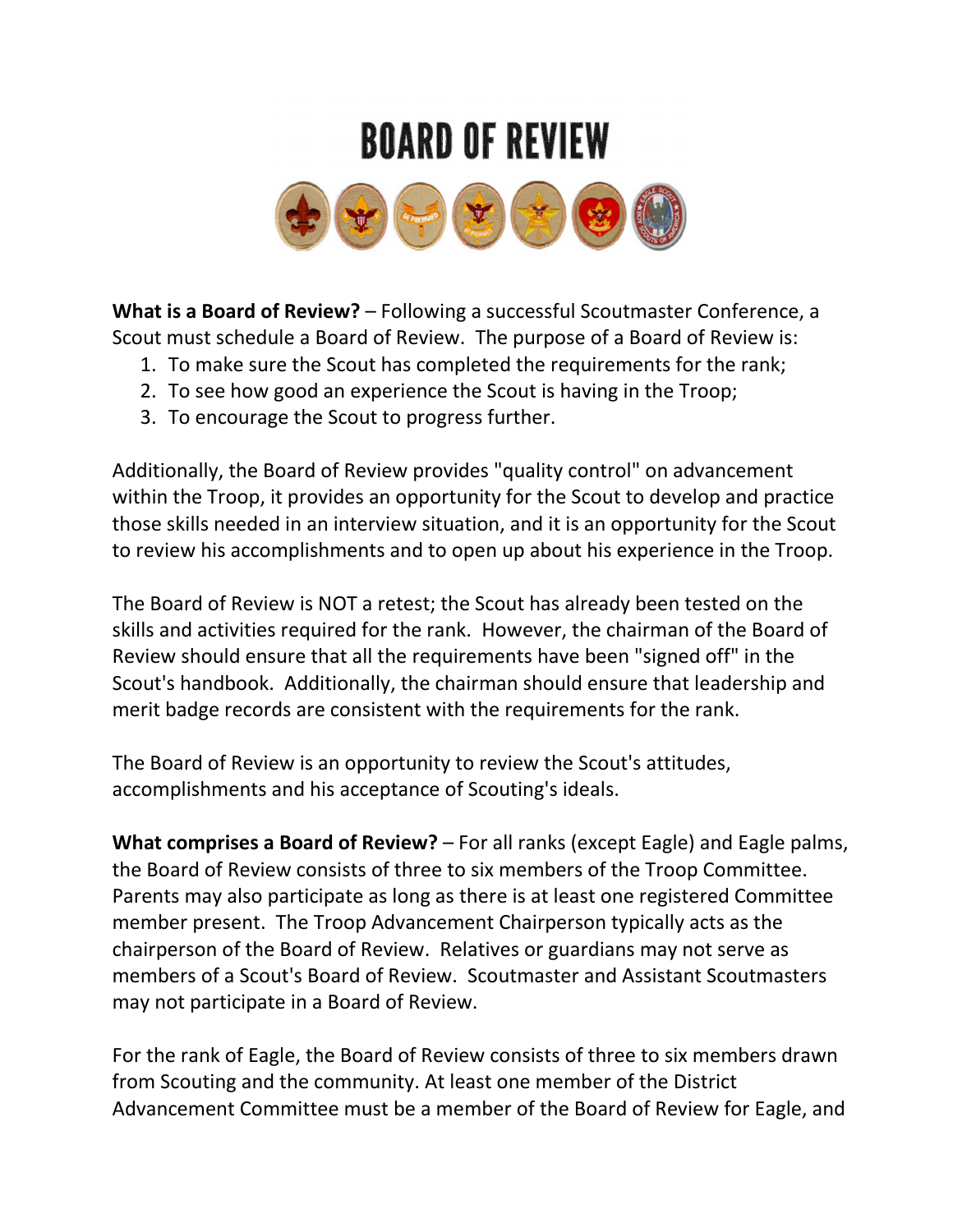# BOARD OF REVIEW

**What is a Board of Review?** – Following a successful Scoutmaster Conference, a Scout must schedule a Board of Review. The purpose of a Board of Review is:

1. To make sure the Scout has completed the requirements for the rank;
2. To see how good an experience the Scout is having in the Troop;
3. To encourage the Scout to progress further.

Additionally, the Board of Review provides "quality control" on advancement within the Troop, it provides an opportunity for the Scout to develop and practice those skills needed in an interview situation, and it is an opportunity for the Scout to review his accomplishments and to open up about his experience in the Troop.

The Board of Review is NOT a retest; the Scout has already been tested on the skills and activities required for the rank. However, the chairman of the Board of Review should ensure that all the requirements have been "signed off" in the Scout's handbook. Additionally, the chairman should ensure that leadership and merit badge records are consistent with the requirements for the rank.

The Board of Review is an opportunity to review the Scout's attitudes, accomplishments and his acceptance of Scouting's ideals.

**What comprises a Board of Review?** – For all ranks (except Eagle) and Eagle palms, the Board of Review consists of three to six members of the Troop Committee. Parents may also participate as long as there is at least one registered Committee member present. The Troop Advancement Chairperson typically acts as the chairperson of the Board of Review. Relatives or guardians may not serve as members of a Scout's Board of Review. Scoutmaster and Assistant Scoutmasters may not participate in a Board of Review.

For the rank of Eagle, the Board of Review consists of three to six members drawn from Scouting and the community. At least one member of the District Advancement Committee must be a member of the Board of Review for Eagle, and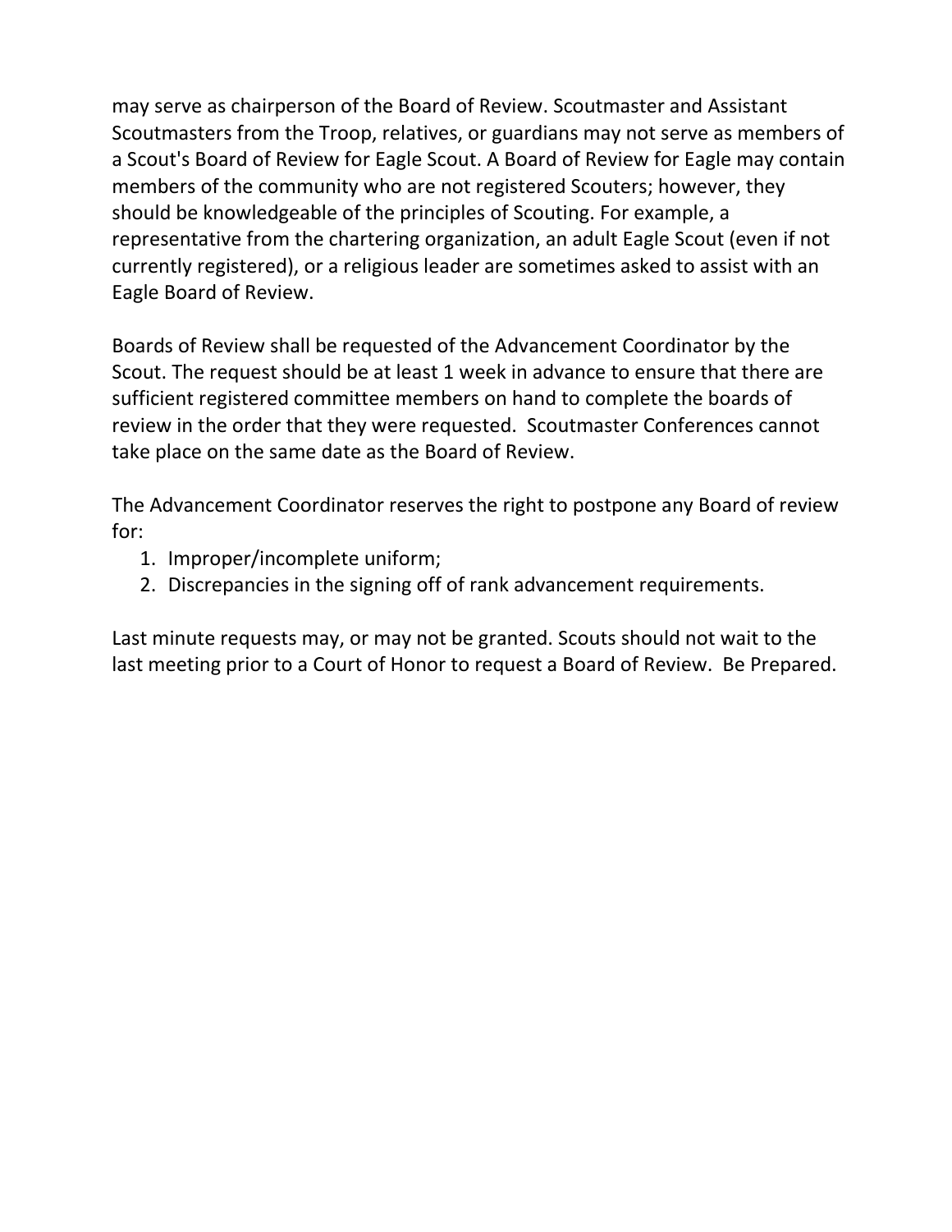may serve as chairperson of the Board of Review. Scoutmaster and Assistant Scoutmasters from the Troop, relatives, or guardians may not serve as members of a Scout's Board of Review for Eagle Scout. A Board of Review for Eagle may contain members of the community who are not registered Scouters; however, they should be knowledgeable of the principles of Scouting. For example, a representative from the chartering organization, an adult Eagle Scout (even if not currently registered), or a religious leader are sometimes asked to assist with an Eagle Board of Review.

Boards of Review shall be requested of the Advancement Coordinator by the Scout. The request should be at least 1 week in advance to ensure that there are sufficient registered committee members on hand to complete the boards of review in the order that they were requested. Scoutmaster Conferences cannot take place on the same date as the Board of Review.

The Advancement Coordinator reserves the right to postpone any Board of review for:

1. Improper/incomplete uniform;
2. Discrepancies in the signing off of rank advancement requirements.

Last minute requests may, or may not be granted. Scouts should not wait to the last meeting prior to a Court of Honor to request a Board of Review. Be Prepared.